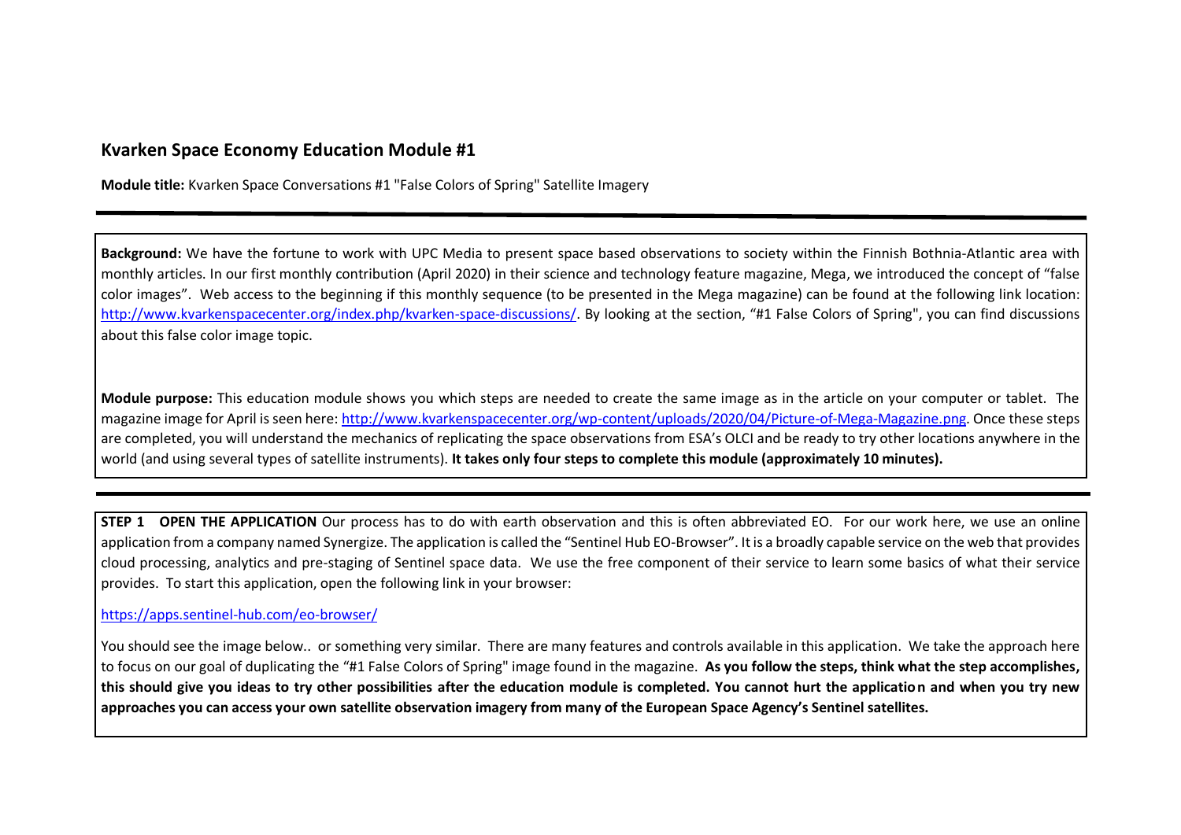## Kvarken Space Economy Education Module #1

**Module title:** Kvarken Space Conversations #1 "False Colors of Spring" Satellite Imagery

---

**Background:** We have the fortune to work with UPC Media to present space based observations to society within the Finnish Bothnia-Atlantic area with monthly articles. In our first monthly contribution (April 2020) in their science and technology feature magazine, Mega, we introduced the concept of "false color images". Web access to the beginning if this monthly sequence (to be presented in the Mega magazine) can be found at the following link location: http://www.kvarkenspacecenter.org/index.php/kvarken-space-discussions/. By looking at the section, "#1 False Colors of Spring", you can find discussions about this false color image topic.

**Module purpose:** This education module shows you which steps are needed to create the same image as in the article on your computer or tablet. The magazine image for April is seen here: http://www.kvarkenspacecenter.org/wp-content/uploads/2020/04/Picture-of-Mega-Magazine.png. Once these steps are completed, you will understand the mechanics of replicating the space observations from ESA's OLCI and be ready to try other locations anywhere in the world (and using several types of satellite instruments). **It takes only four steps to complete this module (approximately 10 minutes).**

---

**STEP 1 OPEN THE APPLICATION** Our process has to do with earth observation and this is often abbreviated EO. For our work here, we use an online application from a company named Synergize. The application is called the "Sentinel Hub EO-Browser". It is a broadly capable service on the web that provides cloud processing, analytics and pre-staging of Sentinel space data. We use the free component of their service to learn some basics of what their service provides. To start this application, open the following link in your browser:

https://apps.sentinel-hub.com/eo-browser/

You should see the image below.. or something very similar. There are many features and controls available in this application. We take the approach here to focus on our goal of duplicating the "#1 False Colors of Spring" image found in the magazine. **As you follow the steps, think what the step accomplishes, this should give you ideas to try other possibilities after the education module is completed. You cannot hurt the application and when you try new approaches you can access your own satellite observation imagery from many of the European Space Agency's Sentinel satellites.**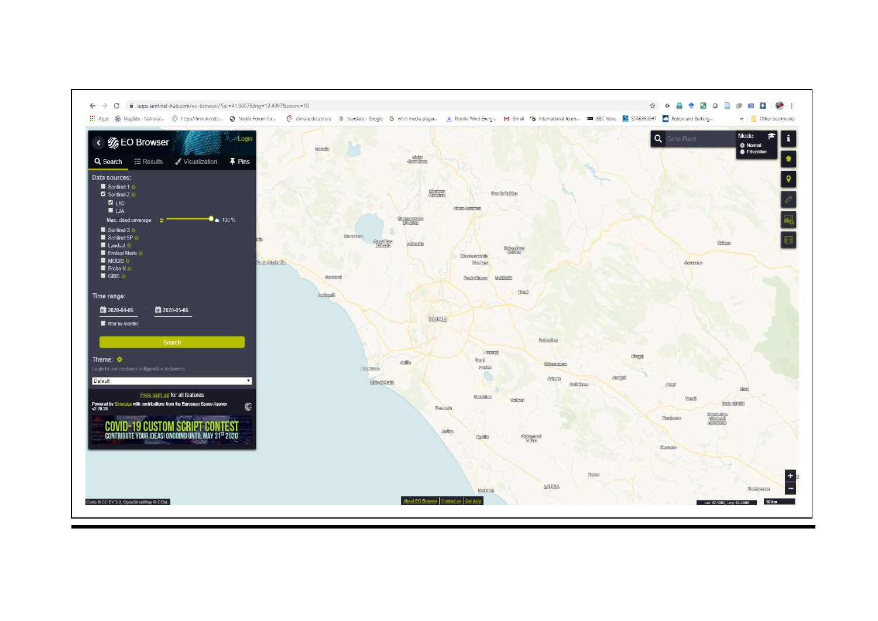apps.sentinel-hub.com/eo-browser/?lat=41.9007&lng=12.4997&zoom=10

EO Browser

Login

Search | Results | Visualization | Pins

Data sources:

- Sentinel-1
- Sentinel-2
  - L1C
  - L2A
  - Max. cloud coverage: 100 %
- Sentinel-3
- Sentinel-5P
- Landsat
- Envisat Meris
- MODIS
- Proba-V
- GIBS

Time range:

2020-04-06 - 2020-05-06

filter by months

Search

Theme:

Login to use custom configuration instances

Default

Free sign up for all features

Powered by Sinergise with contributions from the European Space Agency
v2.20.26

COVID-19 CUSTOM SCRIPT CONTEST
CONTRIBUTE YOUR IDEAS! ONGOING UNTIL MAY 31ST 2020

Go to Place

Mode: Normal / Education

Carto © CC BY 3.0, OpenStreetMap © ODbL

About EO Browser | Contact us | Get data

Lat: 42.1980, Lng: 13.4685

10 km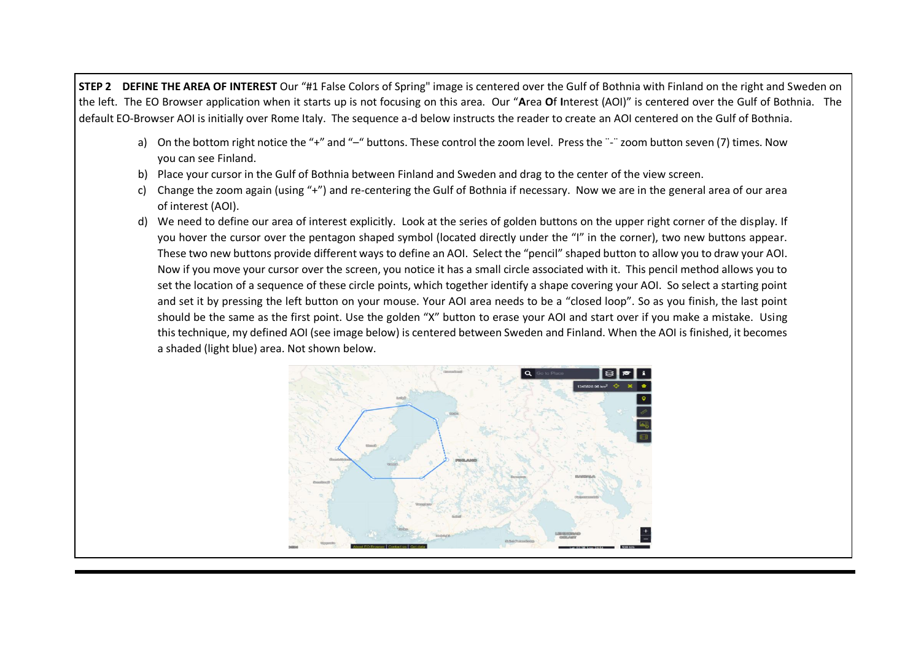**STEP 2 DEFINE THE AREA OF INTEREST** Our "#1 False Colors of Spring" image is centered over the Gulf of Bothnia with Finland on the right and Sweden on the left. The EO Browser application when it starts up is not focusing on this area. Our "**A**rea **O**f **I**nterest (AOI)" is centered over the Gulf of Bothnia. The default EO-Browser AOI is initially over Rome Italy. The sequence a-d below instructs the reader to create an AOI centered on the Gulf of Bothnia.

a) On the bottom right notice the "+" and "–" buttons. These control the zoom level. Press the ¨-¨ zoom button seven (7) times. Now you can see Finland.

b) Place your cursor in the Gulf of Bothnia between Finland and Sweden and drag to the center of the view screen.

c) Change the zoom again (using "+") and re-centering the Gulf of Bothnia if necessary. Now we are in the general area of our area of interest (AOI).

d) We need to define our area of interest explicitly. Look at the series of golden buttons on the upper right corner of the display. If you hover the cursor over the pentagon shaped symbol (located directly under the "I" in the corner), two new buttons appear. These two new buttons provide different ways to define an AOI. Select the "pencil" shaped button to allow you to draw your AOI. Now if you move your cursor over the screen, you notice it has a small circle associated with it. This pencil method allows you to set the location of a sequence of these circle points, which together identify a shape covering your AOI. So select a starting point and set it by pressing the left button on your mouse. Your AOI area needs to be a "closed loop". So as you finish, the last point should be the same as the first point. Use the golden "X" button to erase your AOI and start over if you make a mistake. Using this technique, my defined AOI (see image below) is centered between Sweden and Finland. When the AOI is finished, it becomes a shaded (light blue) area. Not shown below.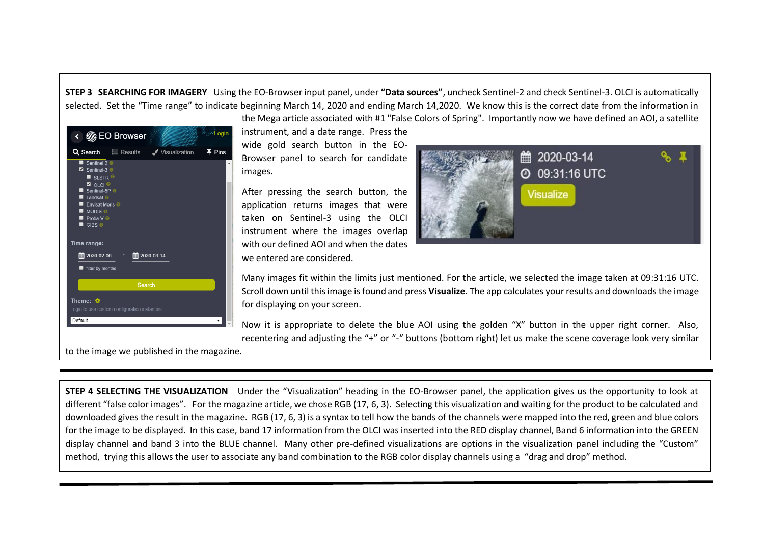**STEP 3 SEARCHING FOR IMAGERY** Using the EO-Browser input panel, under **"Data sources"**, uncheck Sentinel-2 and check Sentinel-3. OLCI is automatically selected. Set the "Time range" to indicate beginning March 14, 2020 and ending March 14,2020. We know this is the correct date from the information in the Mega article associated with #1 "False Colors of Spring". Importantly now we have defined an AOI, a satellite instrument, and a date range. Press the wide gold search button in the EO-Browser panel to search for candidate images.

After pressing the search button, the application returns images that were taken on Sentinel-3 using the OLCI instrument where the images overlap with our defined AOI and when the dates we entered are considered.

Many images fit within the limits just mentioned. For the article, we selected the image taken at 09:31:16 UTC. Scroll down until this image is found and press **Visualize**. The app calculates your results and downloads the image for displaying on your screen.

Now it is appropriate to delete the blue AOI using the golden "X" button in the upper right corner. Also, recentering and adjusting the "+" or "-" buttons (bottom right) let us make the scene coverage look very similar to the image we published in the magazine.

**STEP 4 SELECTING THE VISUALIZATION** Under the "Visualization" heading in the EO-Browser panel, the application gives us the opportunity to look at different "false color images". For the magazine article, we chose RGB (17, 6, 3). Selecting this visualization and waiting for the product to be calculated and downloaded gives the result in the magazine. RGB (17, 6, 3) is a syntax to tell how the bands of the channels were mapped into the red, green and blue colors for the image to be displayed. In this case, band 17 information from the OLCI was inserted into the RED display channel, Band 6 information into the GREEN display channel and band 3 into the BLUE channel. Many other pre-defined visualizations are options in the visualization panel including the "Custom" method, trying this allows the user to associate any band combination to the RGB color display channels using a "drag and drop" method.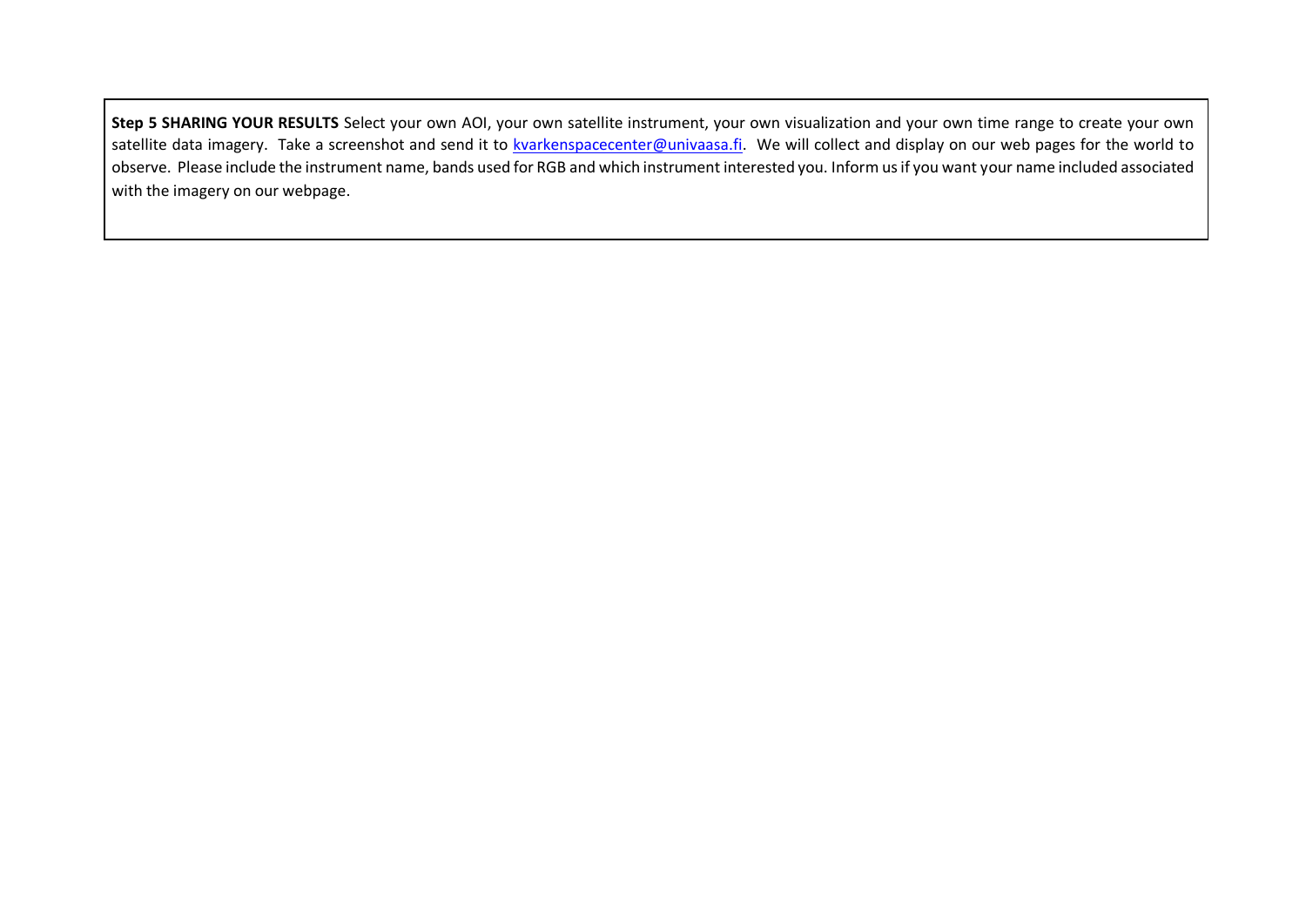**Step 5 SHARING YOUR RESULTS** Select your own AOI, your own satellite instrument, your own visualization and your own time range to create your own satellite data imagery. Take a screenshot and send it to kvarkenspacecenter@univaasa.fi. We will collect and display on our web pages for the world to observe. Please include the instrument name, bands used for RGB and which instrument interested you. Inform us if you want your name included associated with the imagery on our webpage.